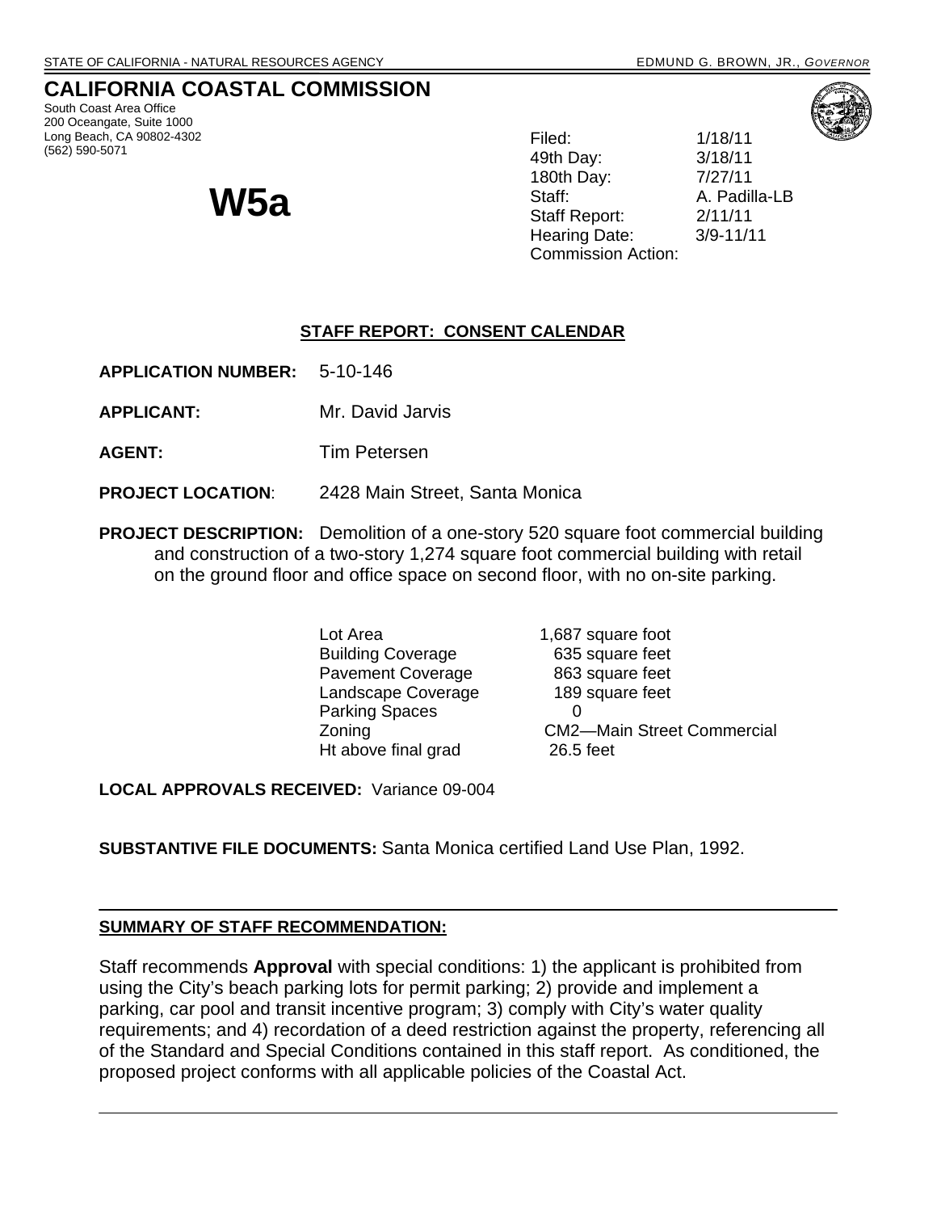STATE OF CALIFORNIA - NATURAL RESOURCES AGENCY EDMUND G. BROWN, JR., *GOVERNOR*

## CALIFORNIA COASTAL COMMISSION

South Coast Area Office
200 Oceangate, Suite 1000
Long Beach, CA 90802-4302
(562) 590-5071

# W5a

| | |
|---|---|
| Filed: | 1/18/11 |
| 49th Day: | 3/18/11 |
| 180th Day: | 7/27/11 |
| Staff: | A. Padilla-LB |
| Staff Report: | 2/11/11 |
| Hearing Date: | 3/9-11/11 |
| Commission Action: | |

**STAFF REPORT: CONSENT CALENDAR**

**APPLICATION NUMBER:** 5-10-146

**APPLICANT:** Mr. David Jarvis

**AGENT:** Tim Petersen

**PROJECT LOCATION**: 2428 Main Street, Santa Monica

**PROJECT DESCRIPTION:** Demolition of a one-story 520 square foot commercial building and construction of a two-story 1,274 square foot commercial building with retail on the ground floor and office space on second floor, with no on-site parking.

| | |
|---|---|
| Lot Area | 1,687 square foot |
| Building Coverage | 635 square feet |
| Pavement Coverage | 863 square feet |
| Landscape Coverage | 189 square feet |
| Parking Spaces | 0 |
| Zoning | CM2—Main Street Commercial |
| Ht above final grad | 26.5 feet |

**LOCAL APPROVALS RECEIVED:** Variance 09-004

**SUBSTANTIVE FILE DOCUMENTS:** Santa Monica certified Land Use Plan, 1992.

---

**SUMMARY OF STAFF RECOMMENDATION:**

Staff recommends **Approval** with special conditions: 1) the applicant is prohibited from using the City's beach parking lots for permit parking; 2) provide and implement a parking, car pool and transit incentive program; 3) comply with City's water quality requirements; and 4) recordation of a deed restriction against the property, referencing all of the Standard and Special Conditions contained in this staff report. As conditioned, the proposed project conforms with all applicable policies of the Coastal Act.

---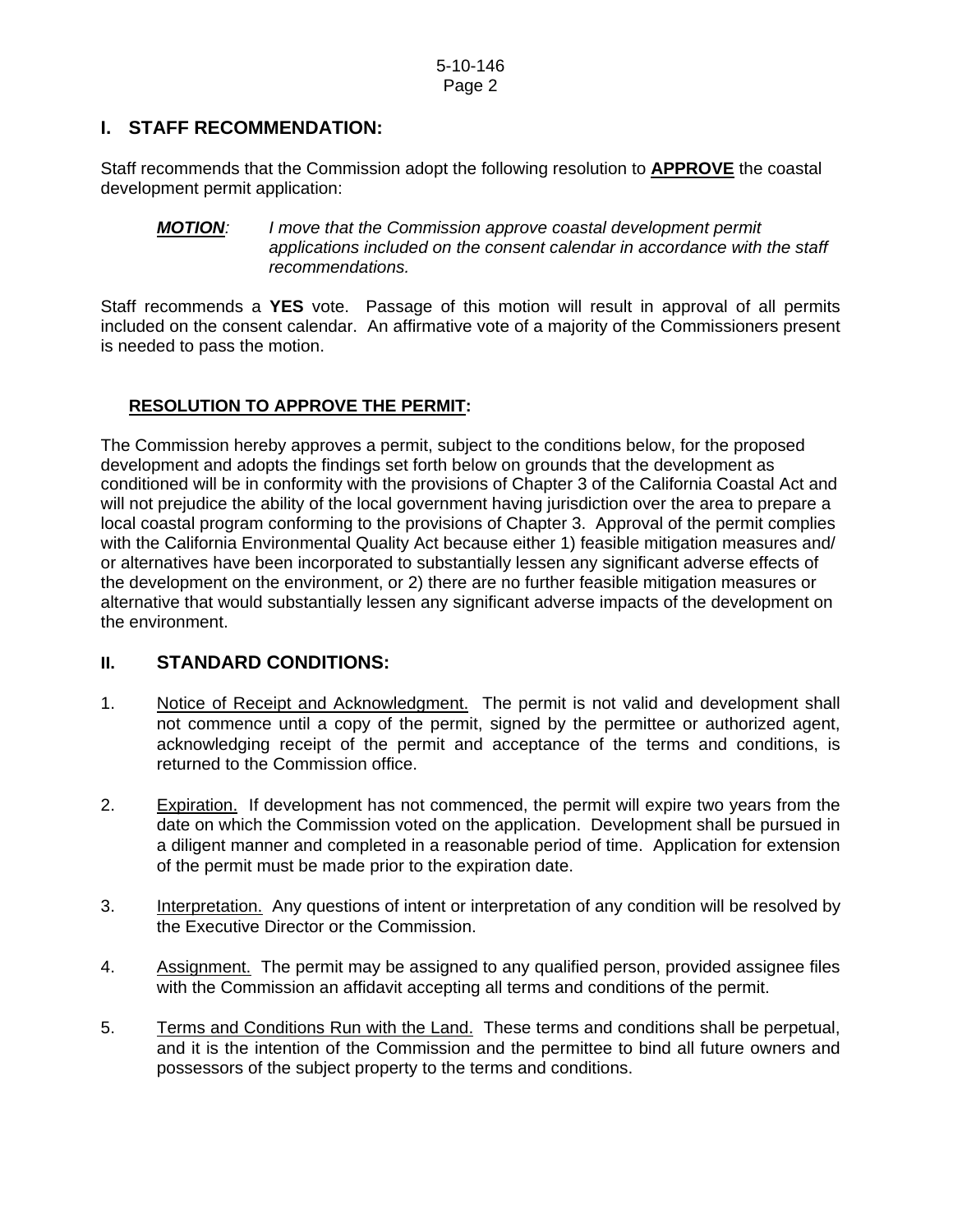## I. STAFF RECOMMENDATION:

Staff recommends that the Commission adopt the following resolution to **APPROVE** the coastal development permit application:

> ***MOTION***: *I move that the Commission approve coastal development permit applications included on the consent calendar in accordance with the staff recommendations.*

Staff recommends a **YES** vote. Passage of this motion will result in approval of all permits included on the consent calendar. An affirmative vote of a majority of the Commissioners present is needed to pass the motion.

### RESOLUTION TO APPROVE THE PERMIT:

The Commission hereby approves a permit, subject to the conditions below, for the proposed development and adopts the findings set forth below on grounds that the development as conditioned will be in conformity with the provisions of Chapter 3 of the California Coastal Act and will not prejudice the ability of the local government having jurisdiction over the area to prepare a local coastal program conforming to the provisions of Chapter 3. Approval of the permit complies with the California Environmental Quality Act because either 1) feasible mitigation measures and/ or alternatives have been incorporated to substantially lessen any significant adverse effects of the development on the environment, or 2) there are no further feasible mitigation measures or alternative that would substantially lessen any significant adverse impacts of the development on the environment.

## II. STANDARD CONDITIONS:

1. Notice of Receipt and Acknowledgment. The permit is not valid and development shall not commence until a copy of the permit, signed by the permittee or authorized agent, acknowledging receipt of the permit and acceptance of the terms and conditions, is returned to the Commission office.

2. Expiration. If development has not commenced, the permit will expire two years from the date on which the Commission voted on the application. Development shall be pursued in a diligent manner and completed in a reasonable period of time. Application for extension of the permit must be made prior to the expiration date.

3. Interpretation. Any questions of intent or interpretation of any condition will be resolved by the Executive Director or the Commission.

4. Assignment. The permit may be assigned to any qualified person, provided assignee files with the Commission an affidavit accepting all terms and conditions of the permit.

5. Terms and Conditions Run with the Land. These terms and conditions shall be perpetual, and it is the intention of the Commission and the permittee to bind all future owners and possessors of the subject property to the terms and conditions.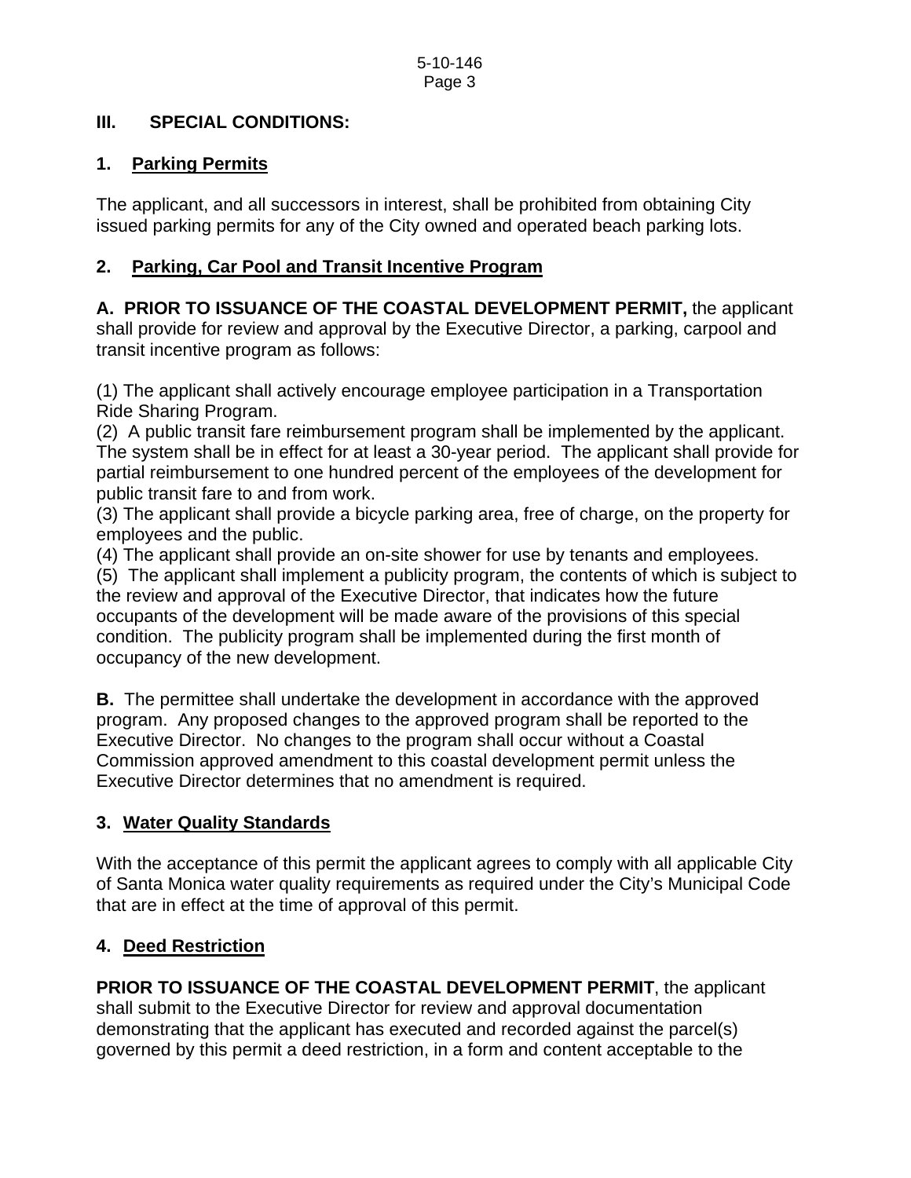## III. SPECIAL CONDITIONS:

### 1. Parking Permits

The applicant, and all successors in interest, shall be prohibited from obtaining City issued parking permits for any of the City owned and operated beach parking lots.

### 2. Parking, Car Pool and Transit Incentive Program

**A. PRIOR TO ISSUANCE OF THE COASTAL DEVELOPMENT PERMIT,** the applicant shall provide for review and approval by the Executive Director, a parking, carpool and transit incentive program as follows:

(1) The applicant shall actively encourage employee participation in a Transportation Ride Sharing Program.
(2) A public transit fare reimbursement program shall be implemented by the applicant. The system shall be in effect for at least a 30-year period. The applicant shall provide for partial reimbursement to one hundred percent of the employees of the development for public transit fare to and from work.
(3) The applicant shall provide a bicycle parking area, free of charge, on the property for employees and the public.
(4) The applicant shall provide an on-site shower for use by tenants and employees.
(5) The applicant shall implement a publicity program, the contents of which is subject to the review and approval of the Executive Director, that indicates how the future occupants of the development will be made aware of the provisions of this special condition. The publicity program shall be implemented during the first month of occupancy of the new development.

**B.** The permittee shall undertake the development in accordance with the approved program. Any proposed changes to the approved program shall be reported to the Executive Director. No changes to the program shall occur without a Coastal Commission approved amendment to this coastal development permit unless the Executive Director determines that no amendment is required.

### 3. Water Quality Standards

With the acceptance of this permit the applicant agrees to comply with all applicable City of Santa Monica water quality requirements as required under the City's Municipal Code that are in effect at the time of approval of this permit.

### 4. Deed Restriction

**PRIOR TO ISSUANCE OF THE COASTAL DEVELOPMENT PERMIT**, the applicant shall submit to the Executive Director for review and approval documentation demonstrating that the applicant has executed and recorded against the parcel(s) governed by this permit a deed restriction, in a form and content acceptable to the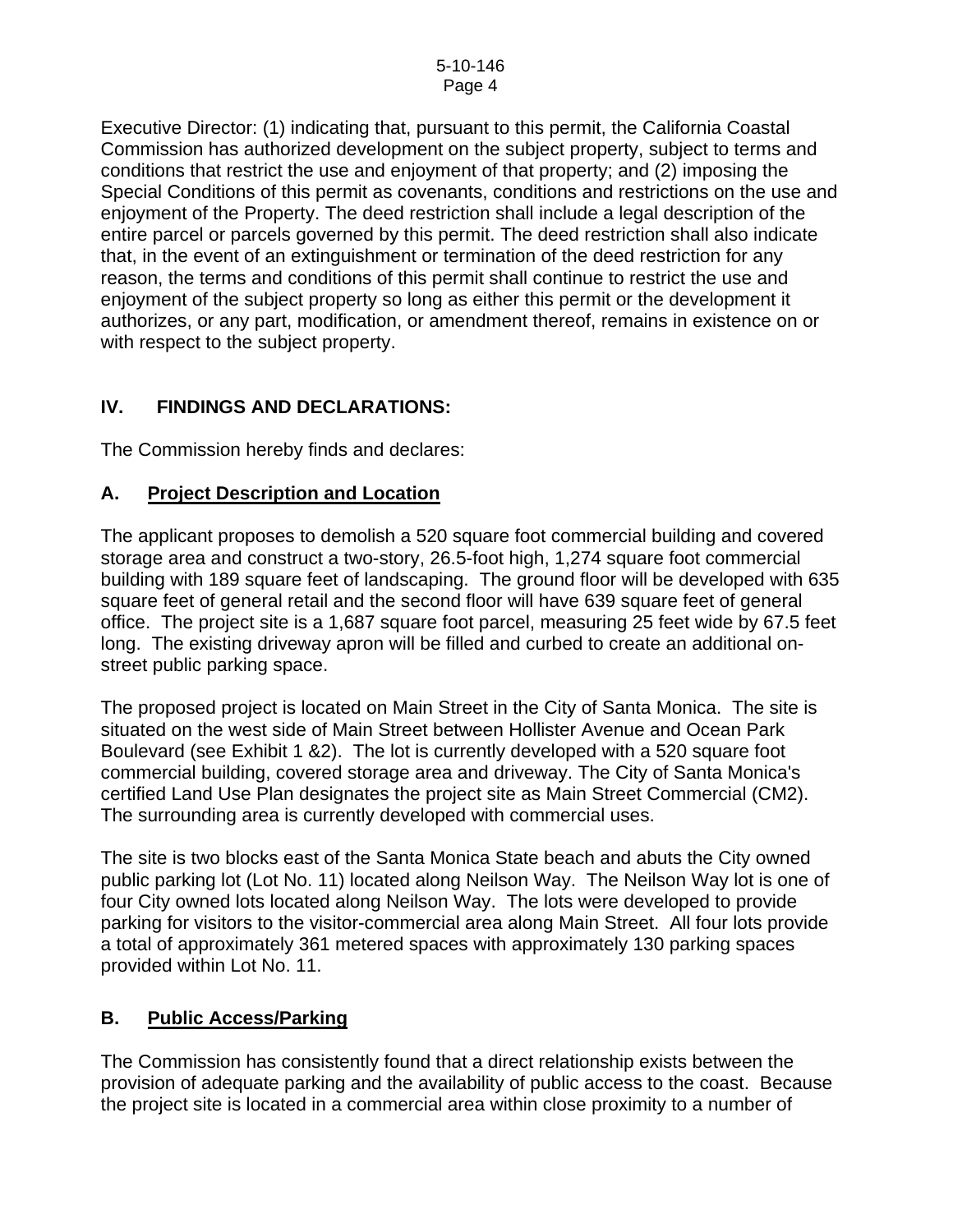Executive Director: (1) indicating that, pursuant to this permit, the California Coastal Commission has authorized development on the subject property, subject to terms and conditions that restrict the use and enjoyment of that property; and (2) imposing the Special Conditions of this permit as covenants, conditions and restrictions on the use and enjoyment of the Property. The deed restriction shall include a legal description of the entire parcel or parcels governed by this permit. The deed restriction shall also indicate that, in the event of an extinguishment or termination of the deed restriction for any reason, the terms and conditions of this permit shall continue to restrict the use and enjoyment of the subject property so long as either this permit or the development it authorizes, or any part, modification, or amendment thereof, remains in existence on or with respect to the subject property.

## IV. FINDINGS AND DECLARATIONS:

The Commission hereby finds and declares:

### A. Project Description and Location

The applicant proposes to demolish a 520 square foot commercial building and covered storage area and construct a two-story, 26.5-foot high, 1,274 square foot commercial building with 189 square feet of landscaping. The ground floor will be developed with 635 square feet of general retail and the second floor will have 639 square feet of general office. The project site is a 1,687 square foot parcel, measuring 25 feet wide by 67.5 feet long. The existing driveway apron will be filled and curbed to create an additional on-street public parking space.

The proposed project is located on Main Street in the City of Santa Monica. The site is situated on the west side of Main Street between Hollister Avenue and Ocean Park Boulevard (see Exhibit 1 &2). The lot is currently developed with a 520 square foot commercial building, covered storage area and driveway. The City of Santa Monica's certified Land Use Plan designates the project site as Main Street Commercial (CM2). The surrounding area is currently developed with commercial uses.

The site is two blocks east of the Santa Monica State beach and abuts the City owned public parking lot (Lot No. 11) located along Neilson Way. The Neilson Way lot is one of four City owned lots located along Neilson Way. The lots were developed to provide parking for visitors to the visitor-commercial area along Main Street. All four lots provide a total of approximately 361 metered spaces with approximately 130 parking spaces provided within Lot No. 11.

### B. Public Access/Parking

The Commission has consistently found that a direct relationship exists between the provision of adequate parking and the availability of public access to the coast. Because the project site is located in a commercial area within close proximity to a number of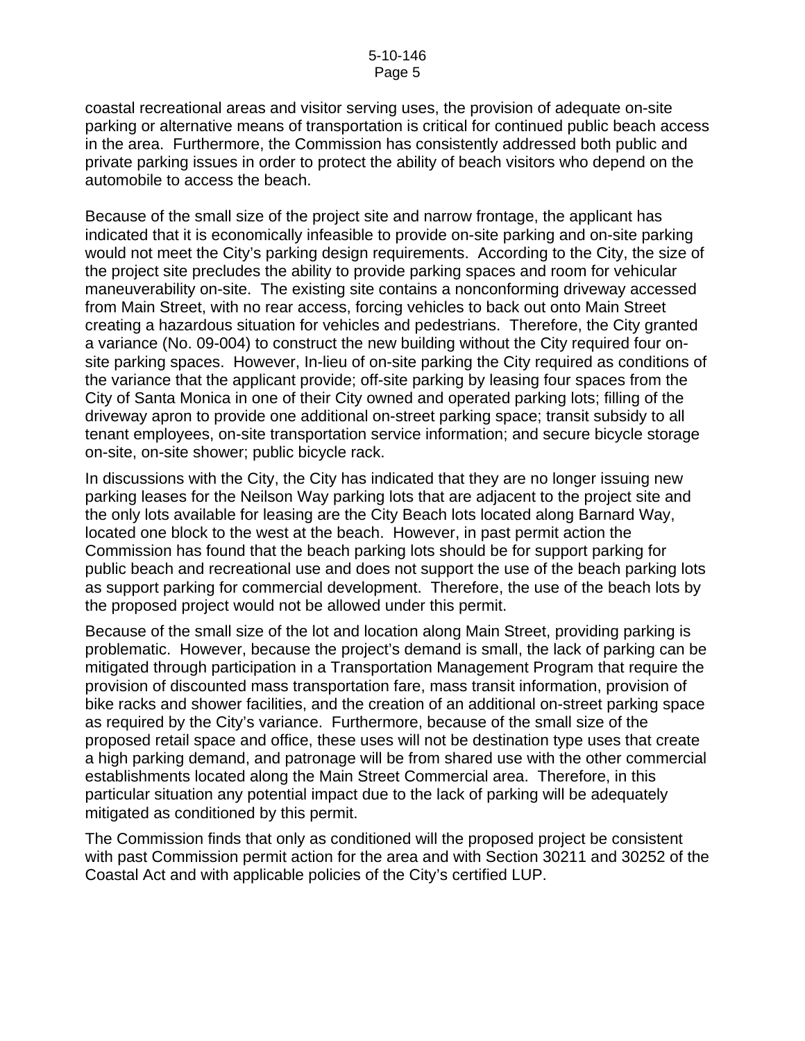coastal recreational areas and visitor serving uses, the provision of adequate on-site parking or alternative means of transportation is critical for continued public beach access in the area. Furthermore, the Commission has consistently addressed both public and private parking issues in order to protect the ability of beach visitors who depend on the automobile to access the beach.

Because of the small size of the project site and narrow frontage, the applicant has indicated that it is economically infeasible to provide on-site parking and on-site parking would not meet the City's parking design requirements. According to the City, the size of the project site precludes the ability to provide parking spaces and room for vehicular maneuverability on-site. The existing site contains a nonconforming driveway accessed from Main Street, with no rear access, forcing vehicles to back out onto Main Street creating a hazardous situation for vehicles and pedestrians. Therefore, the City granted a variance (No. 09-004) to construct the new building without the City required four on-site parking spaces. However, In-lieu of on-site parking the City required as conditions of the variance that the applicant provide; off-site parking by leasing four spaces from the City of Santa Monica in one of their City owned and operated parking lots; filling of the driveway apron to provide one additional on-street parking space; transit subsidy to all tenant employees, on-site transportation service information; and secure bicycle storage on-site, on-site shower; public bicycle rack.

In discussions with the City, the City has indicated that they are no longer issuing new parking leases for the Neilson Way parking lots that are adjacent to the project site and the only lots available for leasing are the City Beach lots located along Barnard Way, located one block to the west at the beach. However, in past permit action the Commission has found that the beach parking lots should be for support parking for public beach and recreational use and does not support the use of the beach parking lots as support parking for commercial development. Therefore, the use of the beach lots by the proposed project would not be allowed under this permit.

Because of the small size of the lot and location along Main Street, providing parking is problematic. However, because the project's demand is small, the lack of parking can be mitigated through participation in a Transportation Management Program that require the provision of discounted mass transportation fare, mass transit information, provision of bike racks and shower facilities, and the creation of an additional on-street parking space as required by the City's variance. Furthermore, because of the small size of the proposed retail space and office, these uses will not be destination type uses that create a high parking demand, and patronage will be from shared use with the other commercial establishments located along the Main Street Commercial area. Therefore, in this particular situation any potential impact due to the lack of parking will be adequately mitigated as conditioned by this permit.

The Commission finds that only as conditioned will the proposed project be consistent with past Commission permit action for the area and with Section 30211 and 30252 of the Coastal Act and with applicable policies of the City's certified LUP.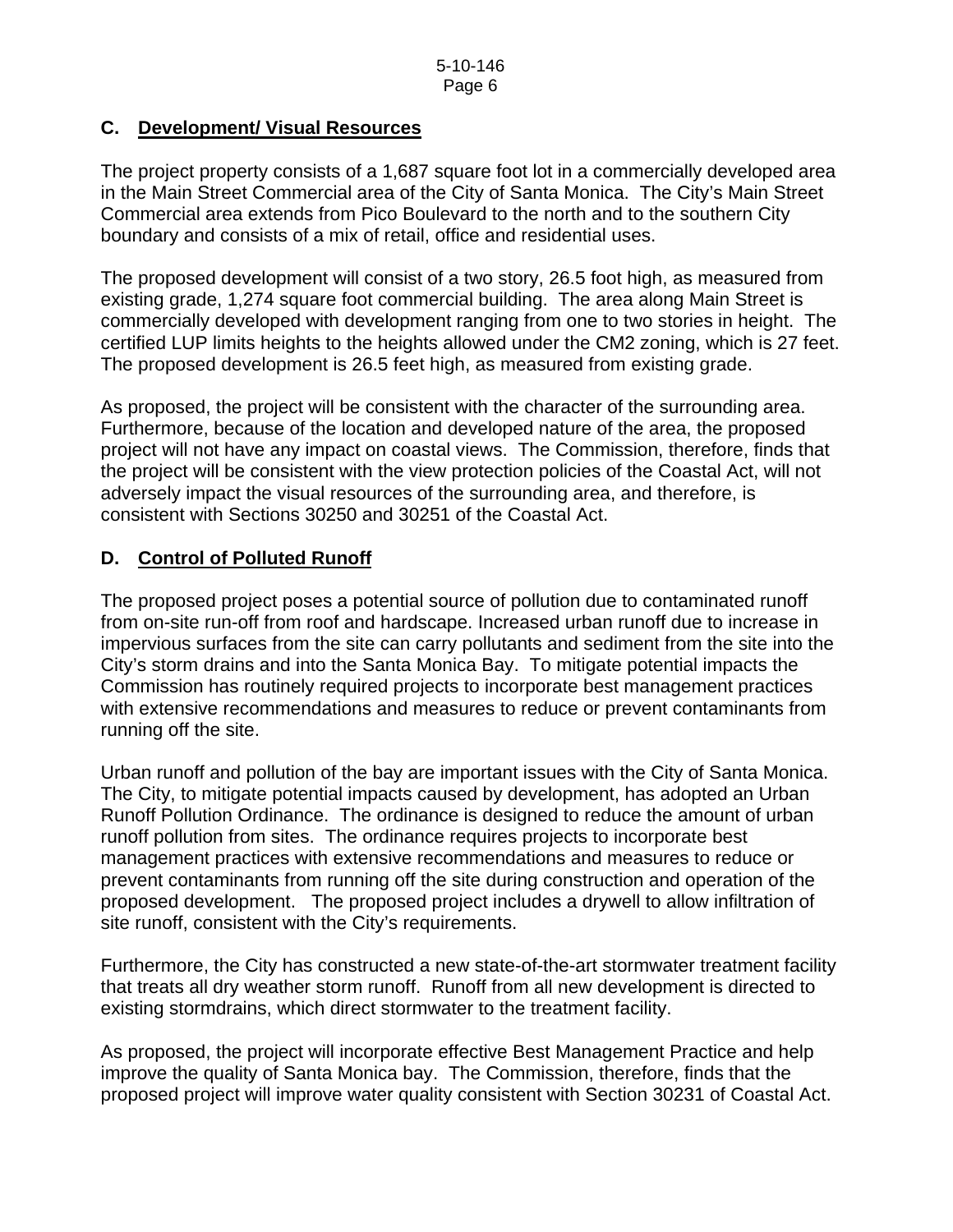## C. Development/ Visual Resources

The project property consists of a 1,687 square foot lot in a commercially developed area in the Main Street Commercial area of the City of Santa Monica. The City's Main Street Commercial area extends from Pico Boulevard to the north and to the southern City boundary and consists of a mix of retail, office and residential uses.

The proposed development will consist of a two story, 26.5 foot high, as measured from existing grade, 1,274 square foot commercial building. The area along Main Street is commercially developed with development ranging from one to two stories in height. The certified LUP limits heights to the heights allowed under the CM2 zoning, which is 27 feet. The proposed development is 26.5 feet high, as measured from existing grade.

As proposed, the project will be consistent with the character of the surrounding area. Furthermore, because of the location and developed nature of the area, the proposed project will not have any impact on coastal views. The Commission, therefore, finds that the project will be consistent with the view protection policies of the Coastal Act, will not adversely impact the visual resources of the surrounding area, and therefore, is consistent with Sections 30250 and 30251 of the Coastal Act.

## D. Control of Polluted Runoff

The proposed project poses a potential source of pollution due to contaminated runoff from on-site run-off from roof and hardscape. Increased urban runoff due to increase in impervious surfaces from the site can carry pollutants and sediment from the site into the City's storm drains and into the Santa Monica Bay. To mitigate potential impacts the Commission has routinely required projects to incorporate best management practices with extensive recommendations and measures to reduce or prevent contaminants from running off the site.

Urban runoff and pollution of the bay are important issues with the City of Santa Monica. The City, to mitigate potential impacts caused by development, has adopted an Urban Runoff Pollution Ordinance. The ordinance is designed to reduce the amount of urban runoff pollution from sites. The ordinance requires projects to incorporate best management practices with extensive recommendations and measures to reduce or prevent contaminants from running off the site during construction and operation of the proposed development. The proposed project includes a drywell to allow infiltration of site runoff, consistent with the City's requirements.

Furthermore, the City has constructed a new state-of-the-art stormwater treatment facility that treats all dry weather storm runoff. Runoff from all new development is directed to existing stormdrains, which direct stormwater to the treatment facility.

As proposed, the project will incorporate effective Best Management Practice and help improve the quality of Santa Monica bay. The Commission, therefore, finds that the proposed project will improve water quality consistent with Section 30231 of Coastal Act.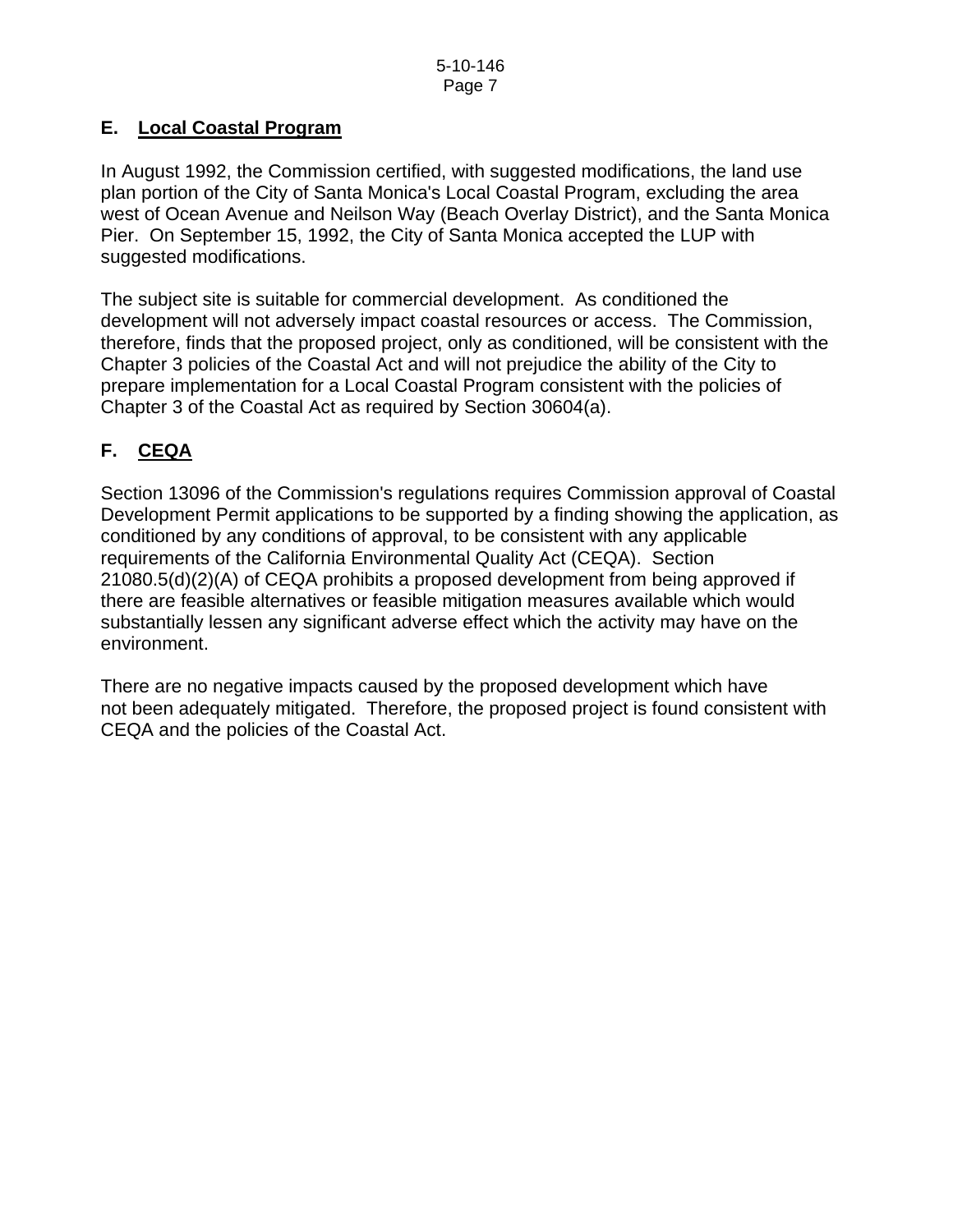## E. Local Coastal Program

In August 1992, the Commission certified, with suggested modifications, the land use plan portion of the City of Santa Monica's Local Coastal Program, excluding the area west of Ocean Avenue and Neilson Way (Beach Overlay District), and the Santa Monica Pier. On September 15, 1992, the City of Santa Monica accepted the LUP with suggested modifications.

The subject site is suitable for commercial development. As conditioned the development will not adversely impact coastal resources or access. The Commission, therefore, finds that the proposed project, only as conditioned, will be consistent with the Chapter 3 policies of the Coastal Act and will not prejudice the ability of the City to prepare implementation for a Local Coastal Program consistent with the policies of Chapter 3 of the Coastal Act as required by Section 30604(a).

## F. CEQA

Section 13096 of the Commission's regulations requires Commission approval of Coastal Development Permit applications to be supported by a finding showing the application, as conditioned by any conditions of approval, to be consistent with any applicable requirements of the California Environmental Quality Act (CEQA). Section 21080.5(d)(2)(A) of CEQA prohibits a proposed development from being approved if there are feasible alternatives or feasible mitigation measures available which would substantially lessen any significant adverse effect which the activity may have on the environment.

There are no negative impacts caused by the proposed development which have not been adequately mitigated. Therefore, the proposed project is found consistent with CEQA and the policies of the Coastal Act.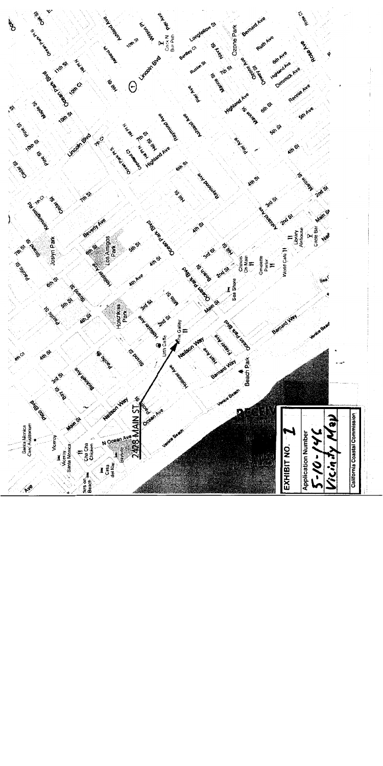2428 MAIN ST

**EXHIBIT NO. 1**

Application Number
5-10-146
Vicinity Map

California Coastal Commission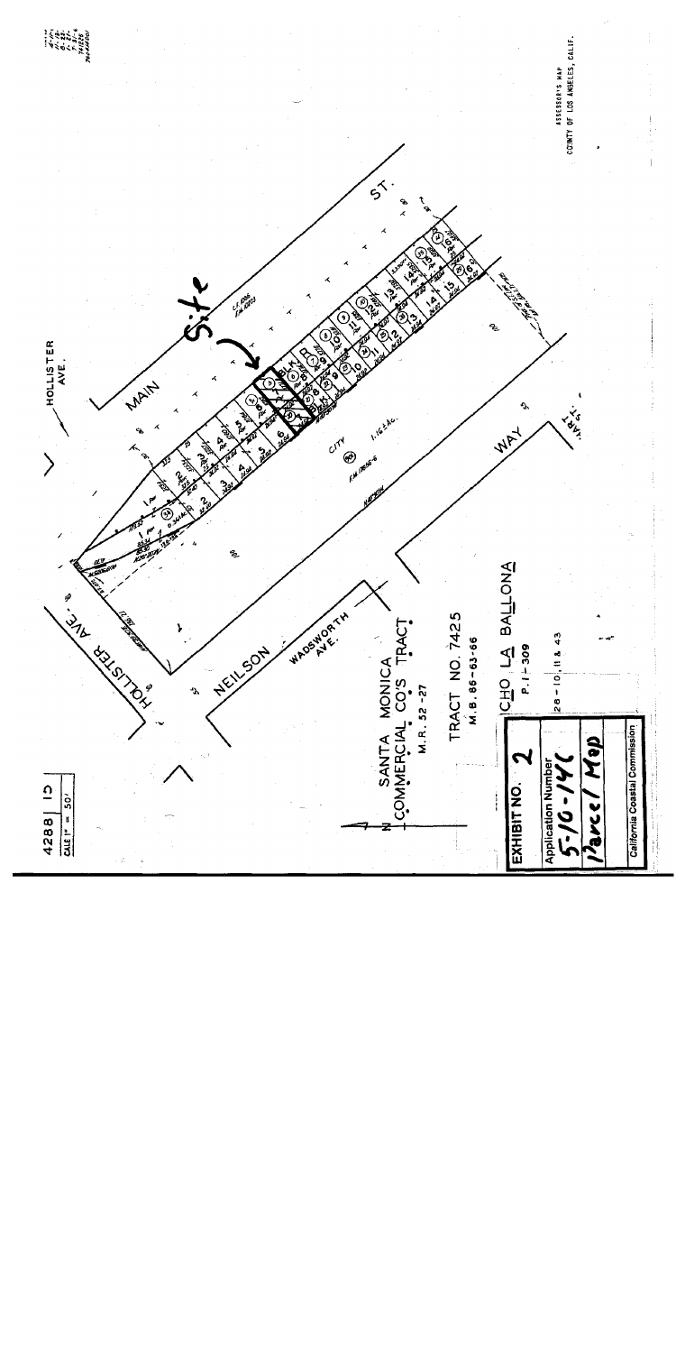4288 | 10

SCALE 1" = 50'

HOLLISTER AVE.

MAIN ST.

Site

HOLLISTER AVE.

NEILSON WAY

WADSWORTH AVE.

HART AVE.

CITY

1.16 AC.

SANTA MONICA COMMERCIAL CO'S TRACT

M.R. 52-27

TRACT NO. 7425

M.B. 86-63-66

RANCHO LA BALLONA

P.1-309

28-10, 11 & 43

ASSESSOR'S MAP

COUNTY OF LOS ANGELES, CALIF.

| |
|---|
| **EXHIBIT NO. 2** |
| Application Number 5-10-141 |
| Parcel Map |
| California Coastal Commission |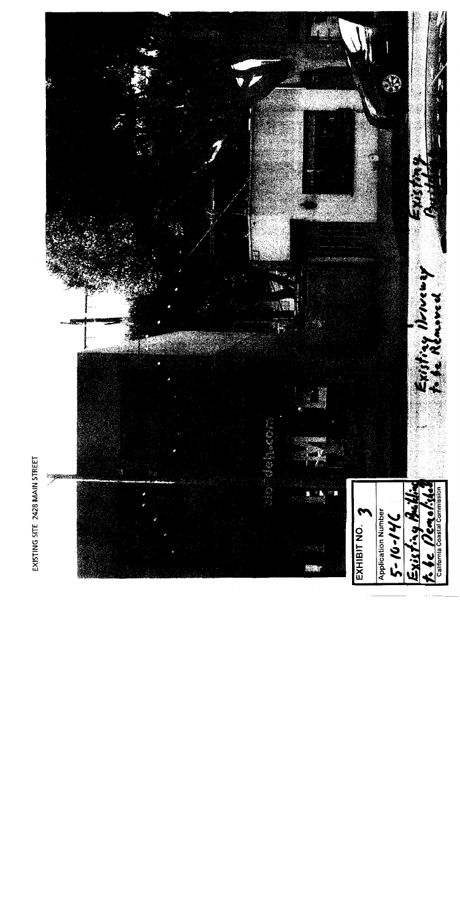EXISTING SITE 2428 MAIN STREET

Existing Driveway to be Removed

Existing Building

| EXHIBIT NO. 3 |
| --- |
| Application Number |
| 5-10-146 |
| Existing Building to be Demolished |
| California Coastal Commission |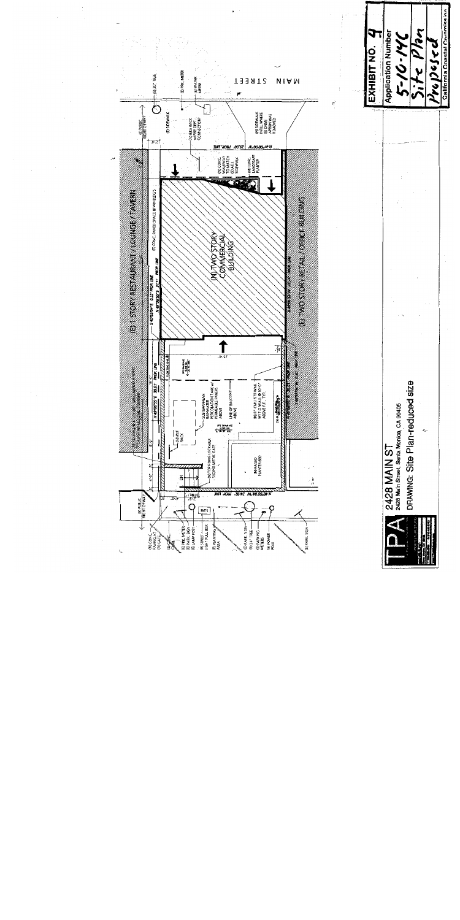MAIN STREET

(E) 1 STORY RESTAURANT / LOUNGE / TAVERN

(N) TWO STORY COMMERCIAL BUILDING

(E) TWO STORY RETAIL / OFFICE BUILDING

(E) PUBLIC RIGHT OF WAY

(E) PRK. METER

(E) WATER METER

(E) SIDEWALK

(N) BIKE RACK

(N) FIRE DEPT. CONNECTION

(N) CONC. WALKWAY TO MATCH (E) ADJ. SIDEWALK

(N) CONC. LANDSCAPE PLANTER

(N) SIDEWALK INFILL WHERE (E) DRIVE APRON WAS REMOVED

(E) CONC. PAVED SPACE (E) NEIGH BLDGS

SUBTERRANEAN RAINWATER PERCOLATION TANK W/ PERMEABLE PAVERS ABOVE

LINE OF BALCONY ABOVE

(N) 8" CMU SITE WALL W/ 3' WALL @ 10'-0" ABOVE F.F., TYP.

BIKE RACK

(N) TOP HUNG LOCKABLE SLIDING METAL GATE

(N) RAISED PLANTER BED

(E) CONC. PAVING AT (N) GATE

(E) PRK. METER

(E) PARK. SIGN

(E) LAMP POST

(E) STREET LIGHT PULL BOX

(E) PLANTING AREA

(E) PARK. SIGN

(E) 24" TREE

(E) PARKING METERS

(E) POWER POLE

(E) PARK. SIGN

**EXHIBIT NO. 4**

**Application Number**

5-10-146

Site Plan

Proposed

California Coastal Commission

TPA

**2428 MAIN ST**

2428 Main Street, Santa Monica, CA 90405

DRAWING: Site Plan-reduced size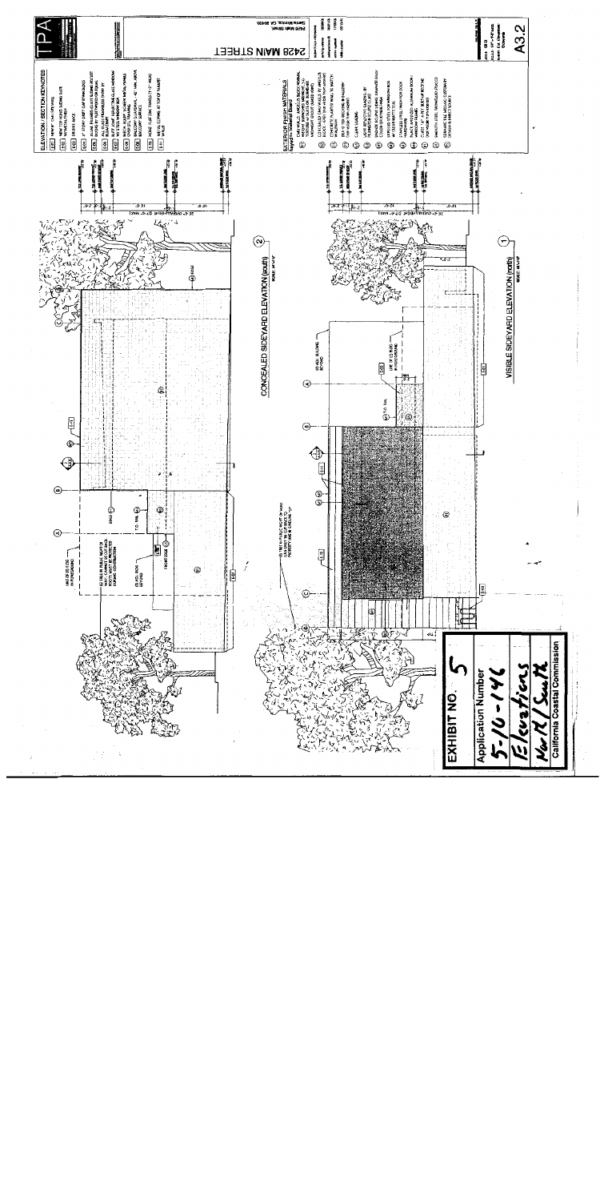## ELEVATION / SECTION KEYNOTES

- [1.01] NEW 5'-0" CMU (PERIMETER)
- [1.02] NEW FOB READER SLIDING GATE W/ METAL FRAME
- [1.03] DEBRIS RACK
- [2.01] 2" STONY CREEK CAP @ PAVERS
- [2.02] 2" TALL CONCRETE SCUPPER WALL
- [2.03] ROOF ACCESS HATCH
- [2.04] ROOF DRAIN
- [2.05] ROOF OVERFLOW DRAIN
- [2.06] NEW WOOD SIDING
- [2.07] METAL GUARDRAIL - 42" HIGH, ABOVE BALCONY SURFACE
- [2.08] HOSE BIB
- [2.09] METAL COPING AT TOP OF PARAPET

## EXTERIOR FINISH MATERIALS

1. CMU WALLS: SMOOTH BLOCK NORMAL WEIGHT
2. CONCRETE PLASTER WALL TO MATCH MASONRY
3. DECK TOP COATING @ BALCONY
4. CLEAR GLAZING
5. LIGHT REFLECTIVE GLAZING
6. BRONZE SCUPPER, SIDING, GRANITE ROOF
7. EXPOSED STEEL FOR WINDOW BOX
8. STAINLESS STEEL FINISH FOR DOOR HARDWARE
9. BLACK ANODIZED ALUMINUM DOOR / WINDOW FRAME
10. CAST-IN-PLACE CONCRETE FOOTING
11. SMOOTH STEEL TROWELED STUCCO
12. CERAMIC TILE MOSAIC, CUSTOM BY DESIGN

## 2428 MAIN STREET

Santa Monica, CA 90405

A3.2

---

CONCEALED SIDEYARD ELEVATION (south) — 2

VISIBLE SIDEYARD ELEVATION (north) — 1

---

**EXHIBIT NO.** 5

**Application Number**

5-10-146

Elevations

North/South

**California Coastal Commission**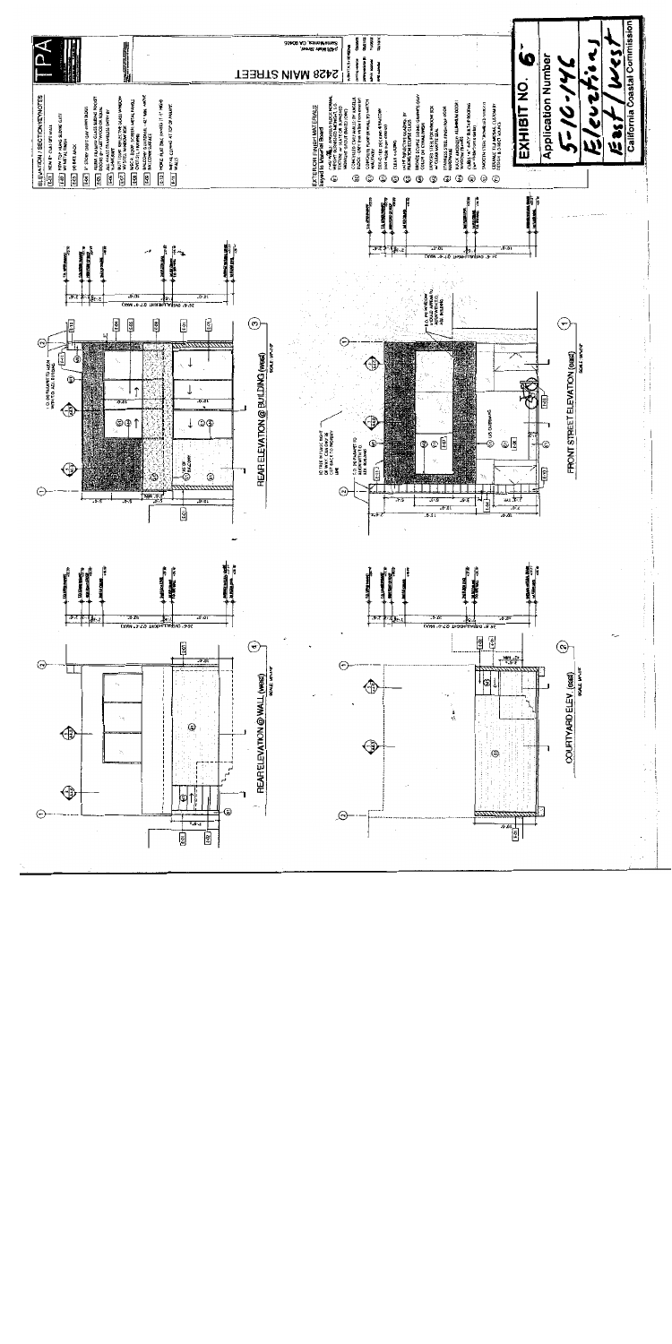# 2428 MAIN STREET

2428 Main Street
Santa Monica, CA 90405

## ELEVATION / SECTION KEYNOTES

## EXTERIOR FINISH MATERIALS

REAR ELEVATION @ BUILDING (west)

REAR ELEVATION @ WALL (west)

FRONT STREET ELEVATION (east)

COURTYARD ELEV. (east)

**EXHIBIT NO. 6**

**Application Number**

5-10-146

Elevations East/West

**California Coastal Commission**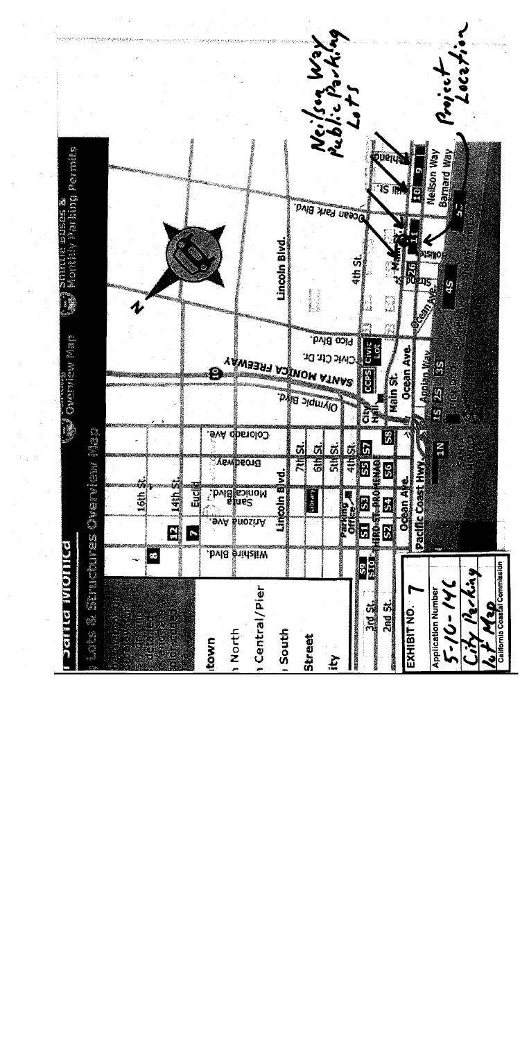Santa Monica

Lots & Structures Overview Map

Parking Overview Map

Shuttle Buses & Monthly Parking Permits

Neilson Way Public Parking Lots

Project Location

EXHIBIT NO. 7

Application Number

5-10-146

City Parking lot Map

California Coastal Commission